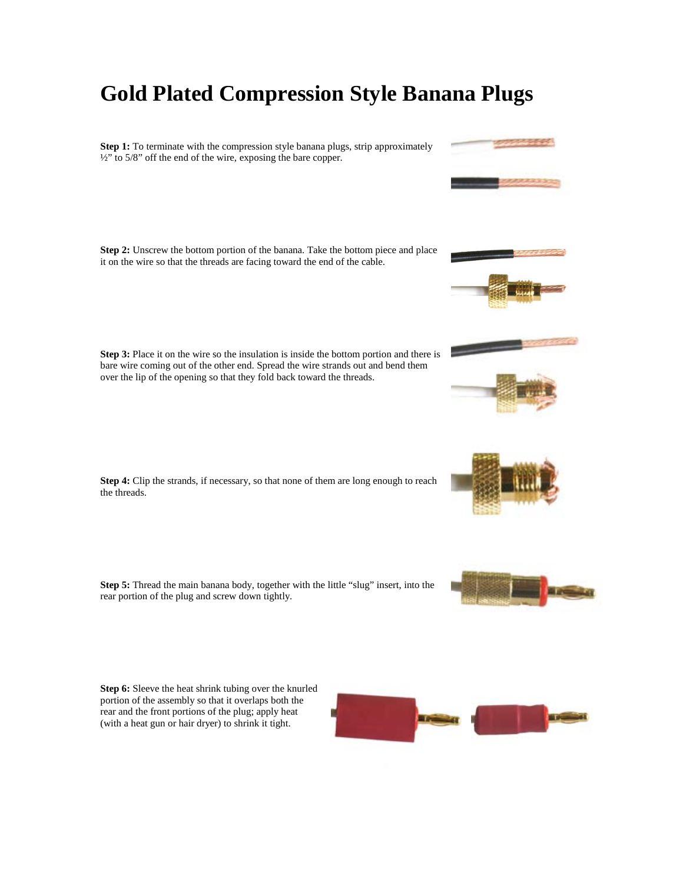# Gold Plated Compression Style Banana Plugs

**Step 1:** To terminate with the compression style banana plugs, strip approximately ½" to 5/8" off the end of the wire, exposing the bare copper.

**Step 2:** Unscrew the bottom portion of the banana. Take the bottom piece and place it on the wire so that the threads are facing toward the end of the cable.

**Step 3:** Place it on the wire so the insulation is inside the bottom portion and there is bare wire coming out of the other end. Spread the wire strands out and bend them over the lip of the opening so that they fold back toward the threads.

**Step 4:** Clip the strands, if necessary, so that none of them are long enough to reach the threads.

**Step 5:** Thread the main banana body, together with the little "slug" insert, into the rear portion of the plug and screw down tightly.

**Step 6:** Sleeve the heat shrink tubing over the knurled portion of the assembly so that it overlaps both the rear and the front portions of the plug; apply heat (with a heat gun or hair dryer) to shrink it tight.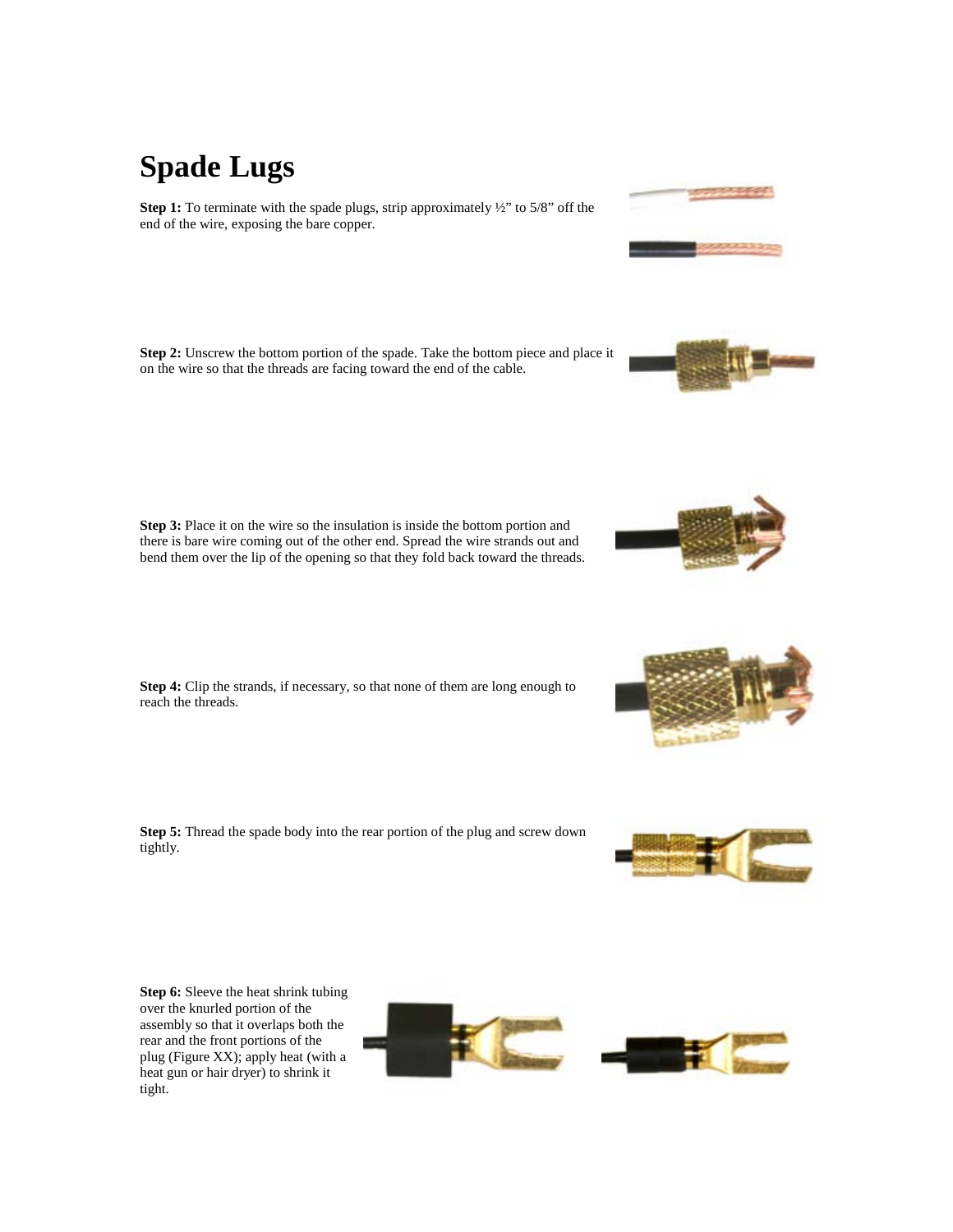# Spade Lugs

**Step 1:** To terminate with the spade plugs, strip approximately ½” to 5/8” off the end of the wire, exposing the bare copper.

**Step 2:** Unscrew the bottom portion of the spade. Take the bottom piece and place it on the wire so that the threads are facing toward the end of the cable.

**Step 3:** Place it on the wire so the insulation is inside the bottom portion and there is bare wire coming out of the other end. Spread the wire strands out and bend them over the lip of the opening so that they fold back toward the threads.

**Step 4:** Clip the strands, if necessary, so that none of them are long enough to reach the threads.

**Step 5:** Thread the spade body into the rear portion of the plug and screw down tightly.

**Step 6:** Sleeve the heat shrink tubing over the knurled portion of the assembly so that it overlaps both the rear and the front portions of the plug (Figure XX); apply heat (with a heat gun or hair dryer) to shrink it tight.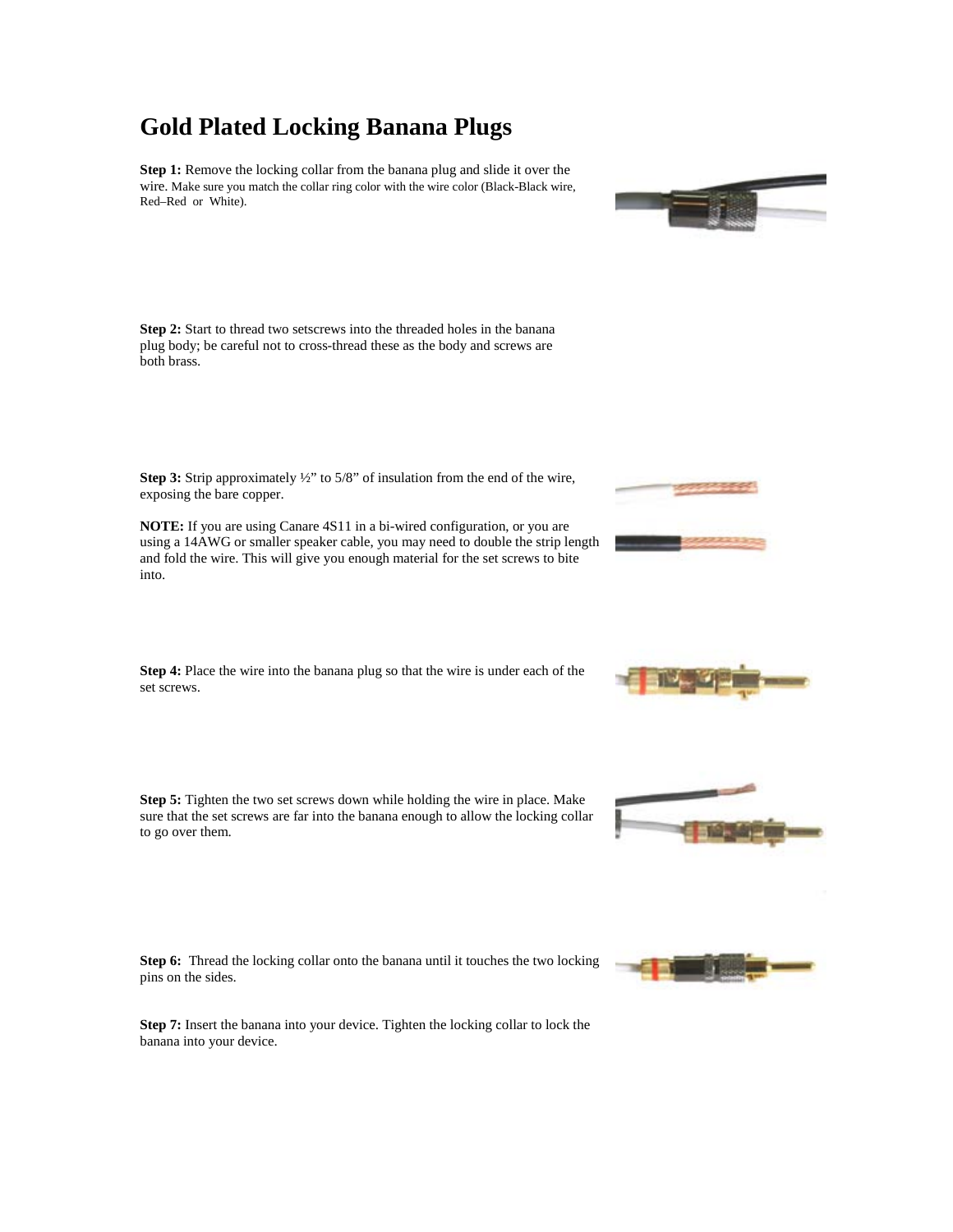# Gold Plated Locking Banana Plugs

**Step 1:** Remove the locking collar from the banana plug and slide it over the wire. Make sure you match the collar ring color with the wire color (Black-Black wire, Red–Red or White).

**Step 2:** Start to thread two setscrews into the threaded holes in the banana plug body; be careful not to cross-thread these as the body and screws are both brass.

**Step 3:** Strip approximately ½" to 5/8" of insulation from the end of the wire, exposing the bare copper.

**NOTE:** If you are using Canare 4S11 in a bi-wired configuration, or you are using a 14AWG or smaller speaker cable, you may need to double the strip length and fold the wire. This will give you enough material for the set screws to bite into.

**Step 4:** Place the wire into the banana plug so that the wire is under each of the set screws.

**Step 5:** Tighten the two set screws down while holding the wire in place. Make sure that the set screws are far into the banana enough to allow the locking collar to go over them.

**Step 6:** Thread the locking collar onto the banana until it touches the two locking pins on the sides.

**Step 7:** Insert the banana into your device. Tighten the locking collar to lock the banana into your device.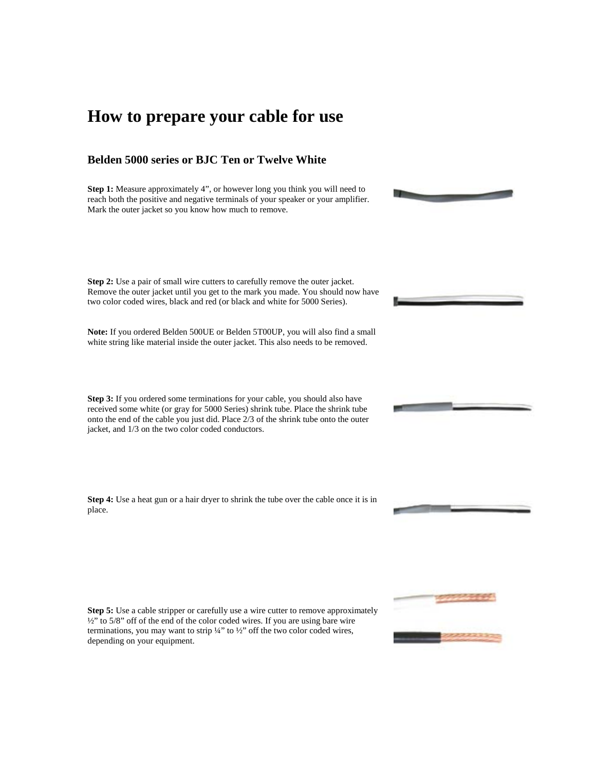# How to prepare your cable for use

## Belden 5000 series or BJC Ten or Twelve White

**Step 1:** Measure approximately 4”, or however long you think you will need to reach both the positive and negative terminals of your speaker or your amplifier. Mark the outer jacket so you know how much to remove.

**Step 2:** Use a pair of small wire cutters to carefully remove the outer jacket. Remove the outer jacket until you get to the mark you made. You should now have two color coded wires, black and red (or black and white for 5000 Series).

**Note:** If you ordered Belden 500UE or Belden 5T00UP, you will also find a small white string like material inside the outer jacket. This also needs to be removed.

**Step 3:** If you ordered some terminations for your cable, you should also have received some white (or gray for 5000 Series) shrink tube. Place the shrink tube onto the end of the cable you just did. Place 2/3 of the shrink tube onto the outer jacket, and 1/3 on the two color coded conductors.

**Step 4:** Use a heat gun or a hair dryer to shrink the tube over the cable once it is in place.

**Step 5:** Use a cable stripper or carefully use a wire cutter to remove approximately ½” to 5/8” off of the end of the color coded wires. If you are using bare wire terminations, you may want to strip ¼” to ½” off the two color coded wires, depending on your equipment.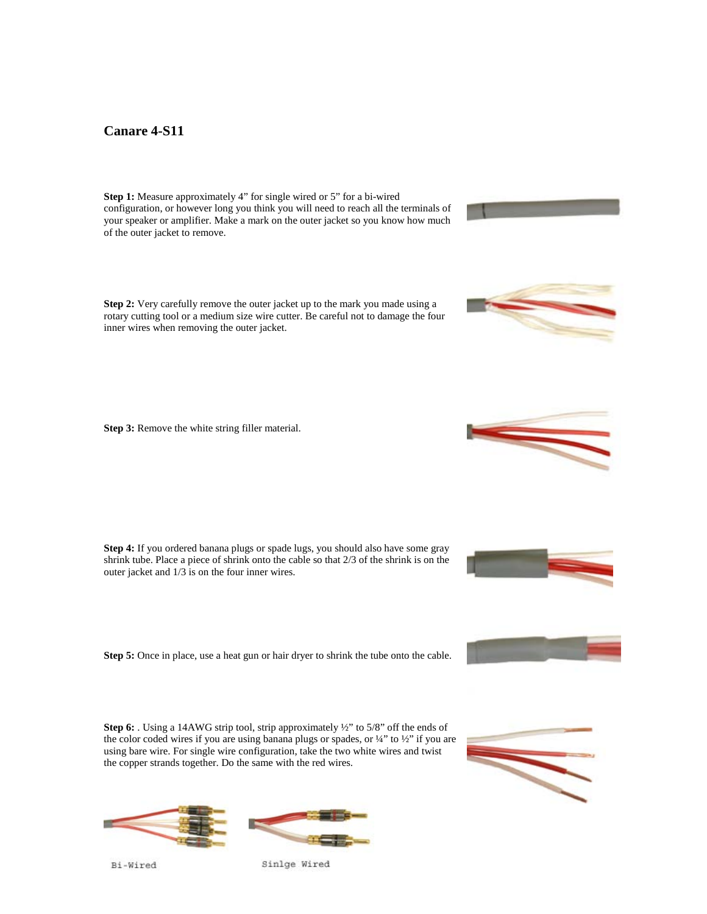## Canare 4-S11

**Step 1:** Measure approximately 4" for single wired or 5" for a bi-wired configuration, or however long you think you will need to reach all the terminals of your speaker or amplifier. Make a mark on the outer jacket so you know how much of the outer jacket to remove.

**Step 2:** Very carefully remove the outer jacket up to the mark you made using a rotary cutting tool or a medium size wire cutter. Be careful not to damage the four inner wires when removing the outer jacket.

**Step 3:** Remove the white string filler material.

**Step 4:** If you ordered banana plugs or spade lugs, you should also have some gray shrink tube. Place a piece of shrink onto the cable so that 2/3 of the shrink is on the outer jacket and 1/3 is on the four inner wires.

**Step 5:** Once in place, use a heat gun or hair dryer to shrink the tube onto the cable.

**Step 6:** . Using a 14AWG strip tool, strip approximately ½" to 5/8" off the ends of the color coded wires if you are using banana plugs or spades, or ¼" to ½" if you are using bare wire. For single wire configuration, take the two white wires and twist the copper strands together. Do the same with the red wires.

Bi-Wired

Sinlge Wired